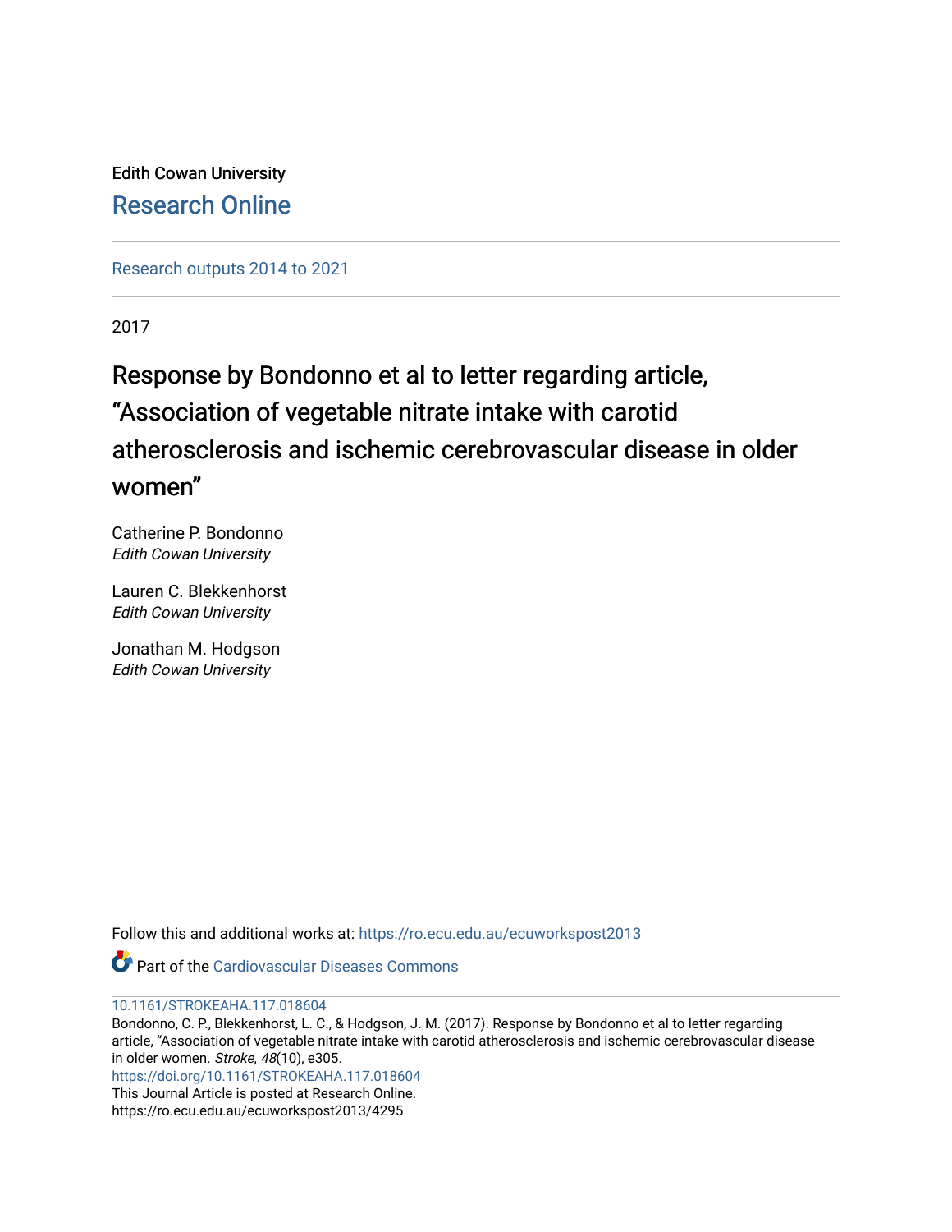Edith Cowan University

Research Online

Research outputs 2014 to 2021

2017

# Response by Bondonno et al to letter regarding article, “Association of vegetable nitrate intake with carotid atherosclerosis and ischemic cerebrovascular disease in older women”

Catherine P. Bondonno
*Edith Cowan University*

Lauren C. Blekkenhorst
*Edith Cowan University*

Jonathan M. Hodgson
*Edith Cowan University*

Follow this and additional works at: https://ro.ecu.edu.au/ecuworkspost2013

Part of the Cardiovascular Diseases Commons

10.1161/STROKEAHA.117.018604

Bondonno, C. P., Blekkenhorst, L. C., & Hodgson, J. M. (2017). Response by Bondonno et al to letter regarding article, “Association of vegetable nitrate intake with carotid atherosclerosis and ischemic cerebrovascular disease in older women. *Stroke*, *48*(10), e305.

https://doi.org/10.1161/STROKEAHA.117.018604

This Journal Article is posted at Research Online.

https://ro.ecu.edu.au/ecuworkspost2013/4295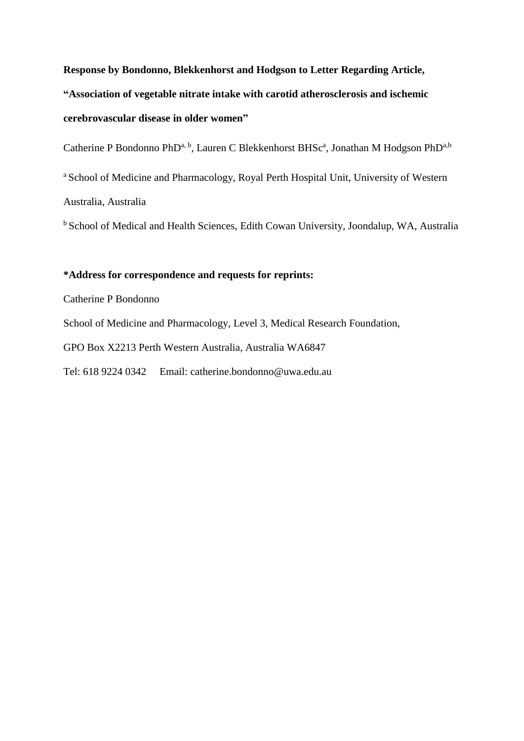**Response by Bondonno, Blekkenhorst and Hodgson to Letter Regarding Article, "Association of vegetable nitrate intake with carotid atherosclerosis and ischemic cerebrovascular disease in older women"**

Catherine P Bondonno PhD[a, b], Lauren C Blekkenhorst BHSc[a], Jonathan M Hodgson PhD[a,b]

[a] School of Medicine and Pharmacology, Royal Perth Hospital Unit, University of Western Australia, Australia

[b] School of Medical and Health Sciences, Edith Cowan University, Joondalup, WA, Australia

**\*Address for correspondence and requests for reprints:**

Catherine P Bondonno

School of Medicine and Pharmacology, Level 3, Medical Research Foundation,

GPO Box X2213 Perth Western Australia, Australia WA6847

Tel: 618 9224 0342     Email: catherine.bondonno@uwa.edu.au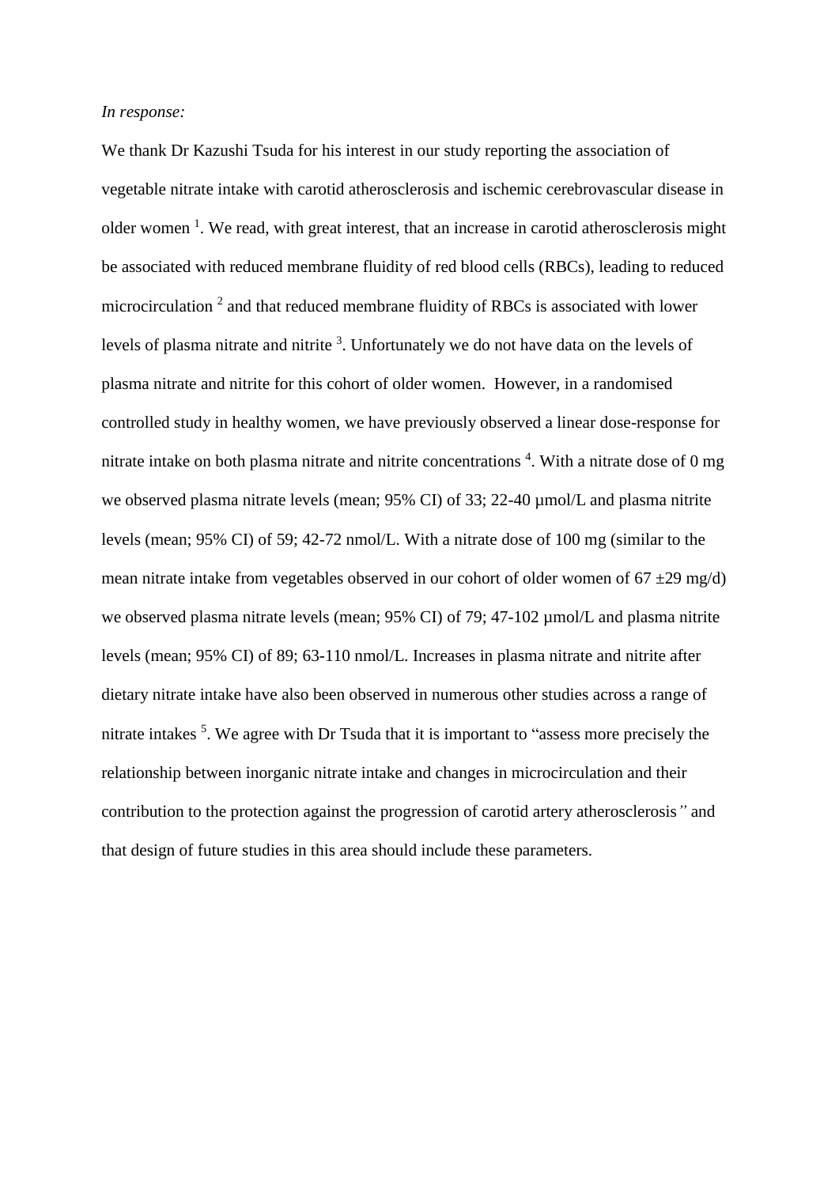*In response:*

We thank Dr Kazushi Tsuda for his interest in our study reporting the association of vegetable nitrate intake with carotid atherosclerosis and ischemic cerebrovascular disease in older women [1]. We read, with great interest, that an increase in carotid atherosclerosis might be associated with reduced membrane fluidity of red blood cells (RBCs), leading to reduced microcirculation [2] and that reduced membrane fluidity of RBCs is associated with lower levels of plasma nitrate and nitrite [3]. Unfortunately we do not have data on the levels of plasma nitrate and nitrite for this cohort of older women. However, in a randomised controlled study in healthy women, we have previously observed a linear dose-response for nitrate intake on both plasma nitrate and nitrite concentrations [4]. With a nitrate dose of 0 mg we observed plasma nitrate levels (mean; 95% CI) of 33; 22-40 µmol/L and plasma nitrite levels (mean; 95% CI) of 59; 42-72 nmol/L. With a nitrate dose of 100 mg (similar to the mean nitrate intake from vegetables observed in our cohort of older women of 67 ±29 mg/d) we observed plasma nitrate levels (mean; 95% CI) of 79; 47-102 µmol/L and plasma nitrite levels (mean; 95% CI) of 89; 63-110 nmol/L. Increases in plasma nitrate and nitrite after dietary nitrate intake have also been observed in numerous other studies across a range of nitrate intakes [5]. We agree with Dr Tsuda that it is important to "assess more precisely the relationship between inorganic nitrate intake and changes in microcirculation and their contribution to the protection against the progression of carotid artery atherosclerosis*"* and that design of future studies in this area should include these parameters.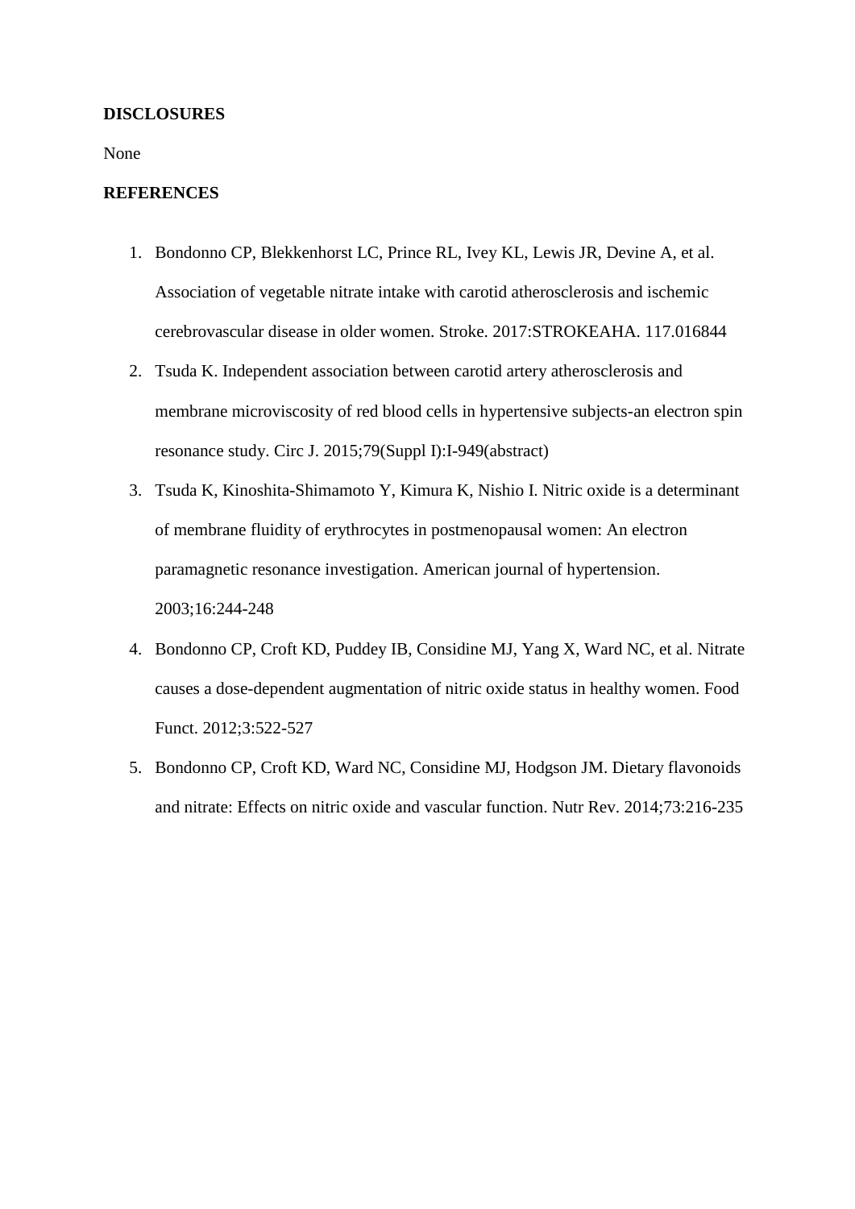**DISCLOSURES**

None

**REFERENCES**

1. Bondonno CP, Blekkenhorst LC, Prince RL, Ivey KL, Lewis JR, Devine A, et al. Association of vegetable nitrate intake with carotid atherosclerosis and ischemic cerebrovascular disease in older women. Stroke. 2017:STROKEAHA. 117.016844
2. Tsuda K. Independent association between carotid artery atherosclerosis and membrane microviscosity of red blood cells in hypertensive subjects-an electron spin resonance study. Circ J. 2015;79(Suppl I):I-949(abstract)
3. Tsuda K, Kinoshita-Shimamoto Y, Kimura K, Nishio I. Nitric oxide is a determinant of membrane fluidity of erythrocytes in postmenopausal women: An electron paramagnetic resonance investigation. American journal of hypertension. 2003;16:244-248
4. Bondonno CP, Croft KD, Puddey IB, Considine MJ, Yang X, Ward NC, et al. Nitrate causes a dose-dependent augmentation of nitric oxide status in healthy women. Food Funct. 2012;3:522-527
5. Bondonno CP, Croft KD, Ward NC, Considine MJ, Hodgson JM. Dietary flavonoids and nitrate: Effects on nitric oxide and vascular function. Nutr Rev. 2014;73:216-235